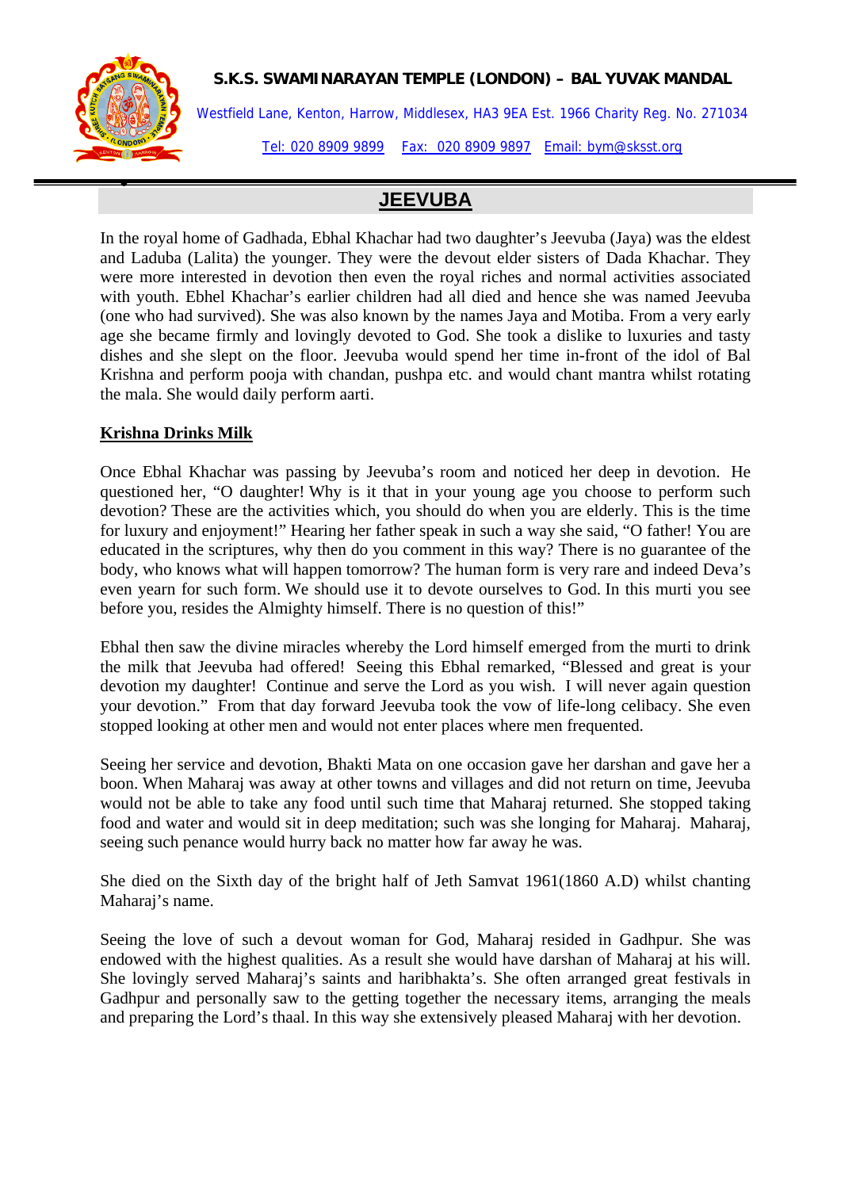**S.K.S. SWAMINARAYAN TEMPLE (LONDON) – BAL YUVAK MANDAL**

Westfield Lane, Kenton, Harrow, Middlesex, HA3 9EA Est. 1966 Charity Reg. No. 271034

Tel: 020 8909 9899 Fax: 020 8909 9897 Email: bym@sksst.org

# JEEVUBA

In the royal home of Gadhada, Ebhal Khachar had two daughter's Jeevuba (Jaya) was the eldest and Laduba (Lalita) the younger. They were the devout elder sisters of Dada Khachar. They were more interested in devotion then even the royal riches and normal activities associated with youth. Ebhel Khachar's earlier children had all died and hence she was named Jeevuba (one who had survived). She was also known by the names Jaya and Motiba. From a very early age she became firmly and lovingly devoted to God. She took a dislike to luxuries and tasty dishes and she slept on the floor. Jeevuba would spend her time in-front of the idol of Bal Krishna and perform pooja with chandan, pushpa etc. and would chant mantra whilst rotating the mala. She would daily perform aarti.

## Krishna Drinks Milk

Once Ebhal Khachar was passing by Jeevuba's room and noticed her deep in devotion. He questioned her, "O daughter! Why is it that in your young age you choose to perform such devotion? These are the activities which, you should do when you are elderly. This is the time for luxury and enjoyment!" Hearing her father speak in such a way she said, "O father! You are educated in the scriptures, why then do you comment in this way? There is no guarantee of the body, who knows what will happen tomorrow? The human form is very rare and indeed Deva's even yearn for such form. We should use it to devote ourselves to God. In this murti you see before you, resides the Almighty himself. There is no question of this!"

Ebhal then saw the divine miracles whereby the Lord himself emerged from the murti to drink the milk that Jeevuba had offered! Seeing this Ebhal remarked, "Blessed and great is your devotion my daughter! Continue and serve the Lord as you wish. I will never again question your devotion." From that day forward Jeevuba took the vow of life-long celibacy. She even stopped looking at other men and would not enter places where men frequented.

Seeing her service and devotion, Bhakti Mata on one occasion gave her darshan and gave her a boon. When Maharaj was away at other towns and villages and did not return on time, Jeevuba would not be able to take any food until such time that Maharaj returned. She stopped taking food and water and would sit in deep meditation; such was she longing for Maharaj. Maharaj, seeing such penance would hurry back no matter how far away he was.

She died on the Sixth day of the bright half of Jeth Samvat 1961(1860 A.D) whilst chanting Maharaj's name.

Seeing the love of such a devout woman for God, Maharaj resided in Gadhpur. She was endowed with the highest qualities. As a result she would have darshan of Maharaj at his will. She lovingly served Maharaj's saints and haribhakta's. She often arranged great festivals in Gadhpur and personally saw to the getting together the necessary items, arranging the meals and preparing the Lord's thaal. In this way she extensively pleased Maharaj with her devotion.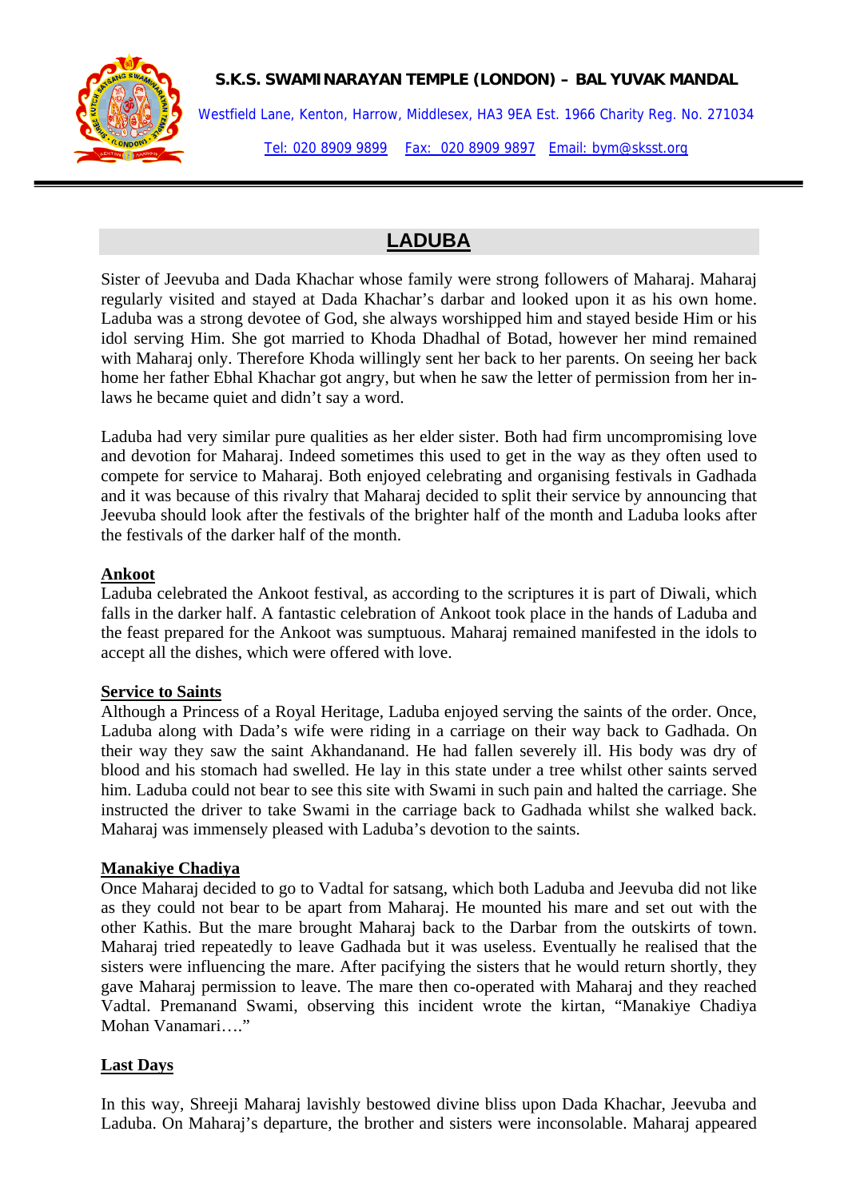## LADUBA

Sister of Jeevuba and Dada Khachar whose family were strong followers of Maharaj. Maharaj regularly visited and stayed at Dada Khachar's darbar and looked upon it as his own home. Laduba was a strong devotee of God, she always worshipped him and stayed beside Him or his idol serving Him. She got married to Khoda Dhadhal of Botad, however her mind remained with Maharaj only. Therefore Khoda willingly sent her back to her parents. On seeing her back home her father Ebhal Khachar got angry, but when he saw the letter of permission from her in-laws he became quiet and didn't say a word.

Laduba had very similar pure qualities as her elder sister. Both had firm uncompromising love and devotion for Maharaj. Indeed sometimes this used to get in the way as they often used to compete for service to Maharaj. Both enjoyed celebrating and organising festivals in Gadhada and it was because of this rivalry that Maharaj decided to split their service by announcing that Jeevuba should look after the festivals of the brighter half of the month and Laduba looks after the festivals of the darker half of the month.

### Ankoot

Laduba celebrated the Ankoot festival, as according to the scriptures it is part of Diwali, which falls in the darker half. A fantastic celebration of Ankoot took place in the hands of Laduba and the feast prepared for the Ankoot was sumptuous. Maharaj remained manifested in the idols to accept all the dishes, which were offered with love.

### Service to Saints

Although a Princess of a Royal Heritage, Laduba enjoyed serving the saints of the order. Once, Laduba along with Dada's wife were riding in a carriage on their way back to Gadhada. On their way they saw the saint Akhandanand. He had fallen severely ill. His body was dry of blood and his stomach had swelled. He lay in this state under a tree whilst other saints served him. Laduba could not bear to see this site with Swami in such pain and halted the carriage. She instructed the driver to take Swami in the carriage back to Gadhada whilst she walked back. Maharaj was immensely pleased with Laduba's devotion to the saints.

### Manakiye Chadiya

Once Maharaj decided to go to Vadtal for satsang, which both Laduba and Jeevuba did not like as they could not bear to be apart from Maharaj. He mounted his mare and set out with the other Kathis. But the mare brought Maharaj back to the Darbar from the outskirts of town. Maharaj tried repeatedly to leave Gadhada but it was useless. Eventually he realised that the sisters were influencing the mare. After pacifying the sisters that he would return shortly, they gave Maharaj permission to leave. The mare then co-operated with Maharaj and they reached Vadtal. Premanand Swami, observing this incident wrote the kirtan, "Manakiye Chadiya Mohan Vanamari…."

### Last Days

In this way, Shreeji Maharaj lavishly bestowed divine bliss upon Dada Khachar, Jeevuba and Laduba. On Maharaj's departure, the brother and sisters were inconsolable. Maharaj appeared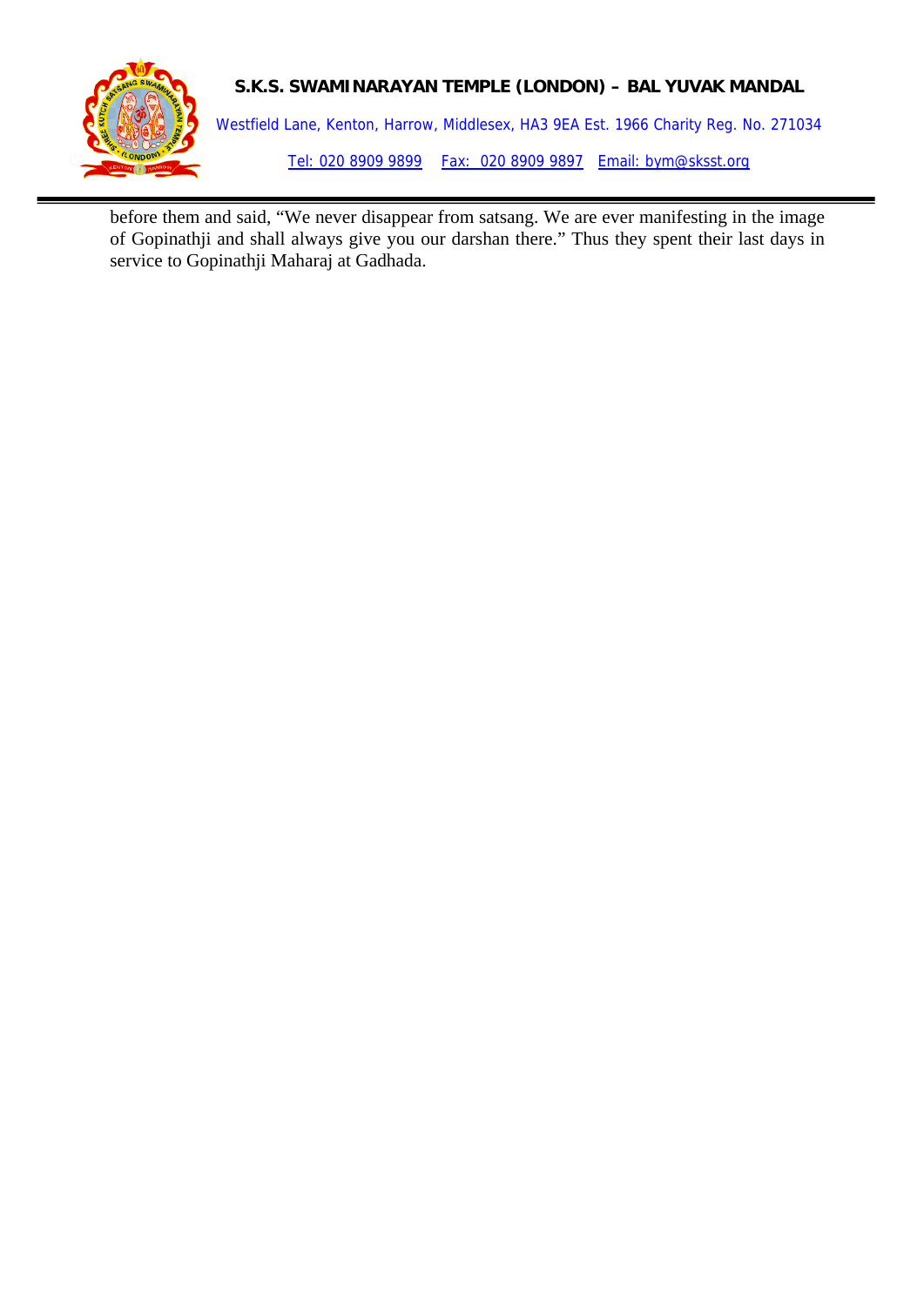before them and said, “We never disappear from satsang. We are ever manifesting in the image of Gopinathji and shall always give you our darshan there.” Thus they spent their last days in service to Gopinathji Maharaj at Gadhada.